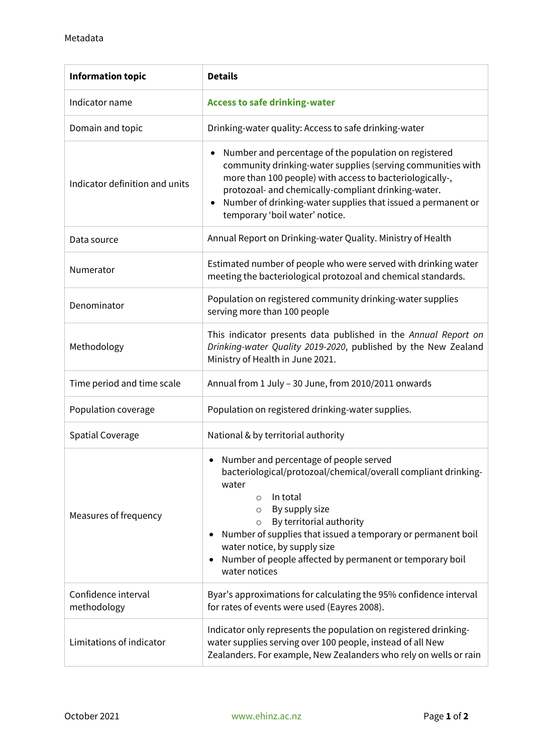Metadata

| Information topic | Details |
| --- | --- |
| Indicator name | **Access to safe drinking-water** |
| Domain and topic | Drinking-water quality: Access to safe drinking-water |
| Indicator definition and units | • Number and percentage of the population on registered community drinking-water supplies (serving communities with more than 100 people) with access to bacteriologically-, protozoal- and chemically-compliant drinking-water.<br>• Number of drinking-water supplies that issued a permanent or temporary 'boil water' notice. |
| Data source | Annual Report on Drinking-water Quality. Ministry of Health |
| Numerator | Estimated number of people who were served with drinking water meeting the bacteriological protozoal and chemical standards. |
| Denominator | Population on registered community drinking-water supplies serving more than 100 people |
| Methodology | This indicator presents data published in the *Annual Report on Drinking-water Quality 2019-2020*, published by the New Zealand Ministry of Health in June 2021. |
| Time period and time scale | Annual from 1 July – 30 June, from 2010/2011 onwards |
| Population coverage | Population on registered drinking-water supplies. |
| Spatial Coverage | National & by territorial authority |
| Measures of frequency | • Number and percentage of people served bacteriological/protozoal/chemical/overall compliant drinking-water<br>  ○ In total<br>  ○ By supply size<br>  ○ By territorial authority<br>• Number of supplies that issued a temporary or permanent boil water notice, by supply size<br>• Number of people affected by permanent or temporary boil water notices |
| Confidence interval methodology | Byar's approximations for calculating the 95% confidence interval for rates of events were used (Eayres 2008). |
| Limitations of indicator | Indicator only represents the population on registered drinking-water supplies serving over 100 people, instead of all New Zealanders. For example, New Zealanders who rely on wells or rain |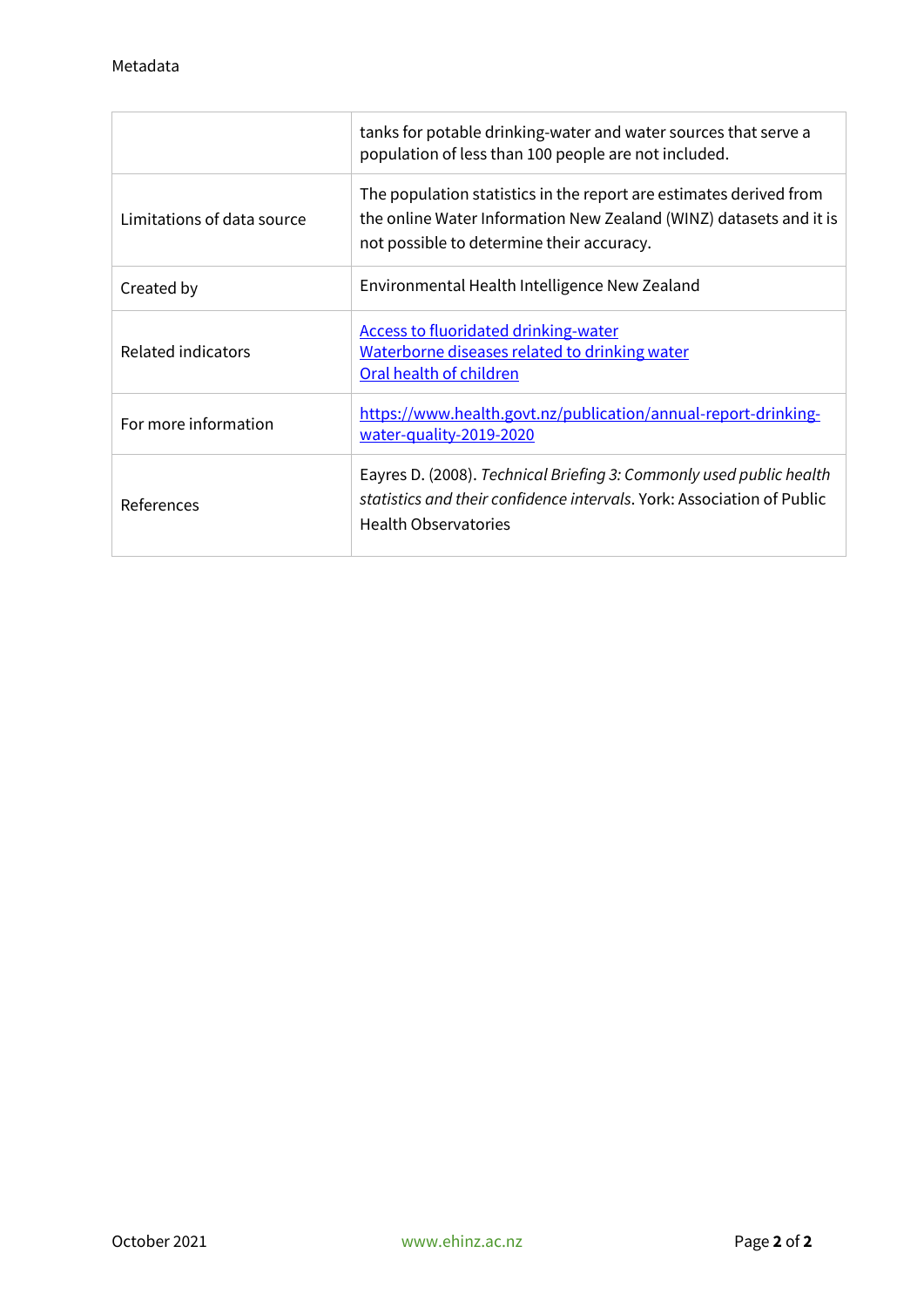| | |
|---|---|
| | tanks for potable drinking-water and water sources that serve a population of less than 100 people are not included. |
| Limitations of data source | The population statistics in the report are estimates derived from the online Water Information New Zealand (WINZ) datasets and it is not possible to determine their accuracy. |
| Created by | Environmental Health Intelligence New Zealand |
| Related indicators | Access to fluoridated drinking-water<br>Waterborne diseases related to drinking water<br>Oral health of children |
| For more information | https://www.health.govt.nz/publication/annual-report-drinking-water-quality-2019-2020 |
| References | Eayres D. (2008). *Technical Briefing 3: Commonly used public health statistics and their confidence intervals*. York: Association of Public Health Observatories |